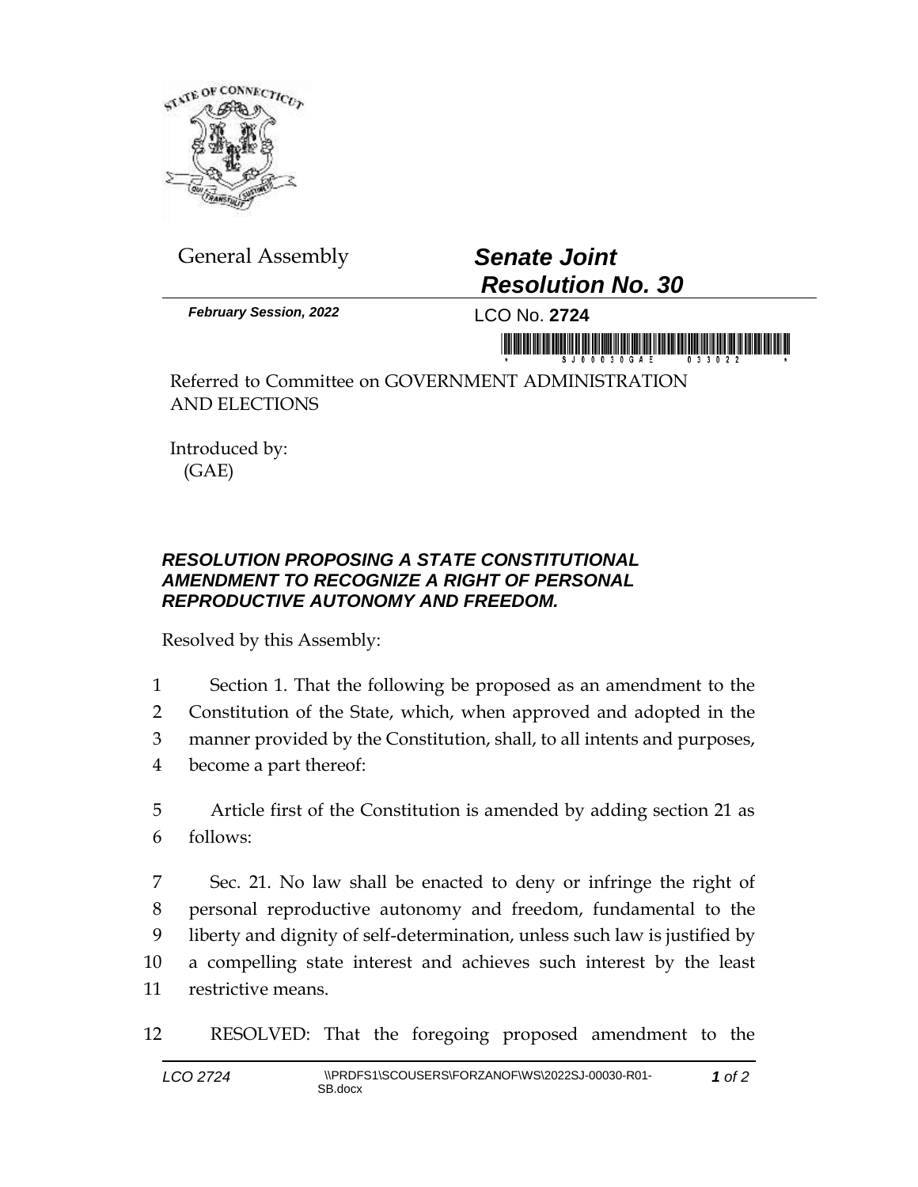General Assembly

# *Senate Joint Resolution No. 30*

***February Session, 2022***

LCO No. **2724**

Referred to Committee on GOVERNMENT ADMINISTRATION AND ELECTIONS

Introduced by:
(GAE)

### ***RESOLUTION PROPOSING A STATE CONSTITUTIONAL AMENDMENT TO RECOGNIZE A RIGHT OF PERSONAL REPRODUCTIVE AUTONOMY AND FREEDOM.***

Resolved by this Assembly:

1 Section 1. That the following be proposed as an amendment to the
2 Constitution of the State, which, when approved and adopted in the
3 manner provided by the Constitution, shall, to all intents and purposes,
4 become a part thereof:

5 Article first of the Constitution is amended by adding section 21 as
6 follows:

7 Sec. 21. No law shall be enacted to deny or infringe the right of
8 personal reproductive autonomy and freedom, fundamental to the
9 liberty and dignity of self-determination, unless such law is justified by
10 a compelling state interest and achieves such interest by the least
11 restrictive means.

12 RESOLVED: That the foregoing proposed amendment to the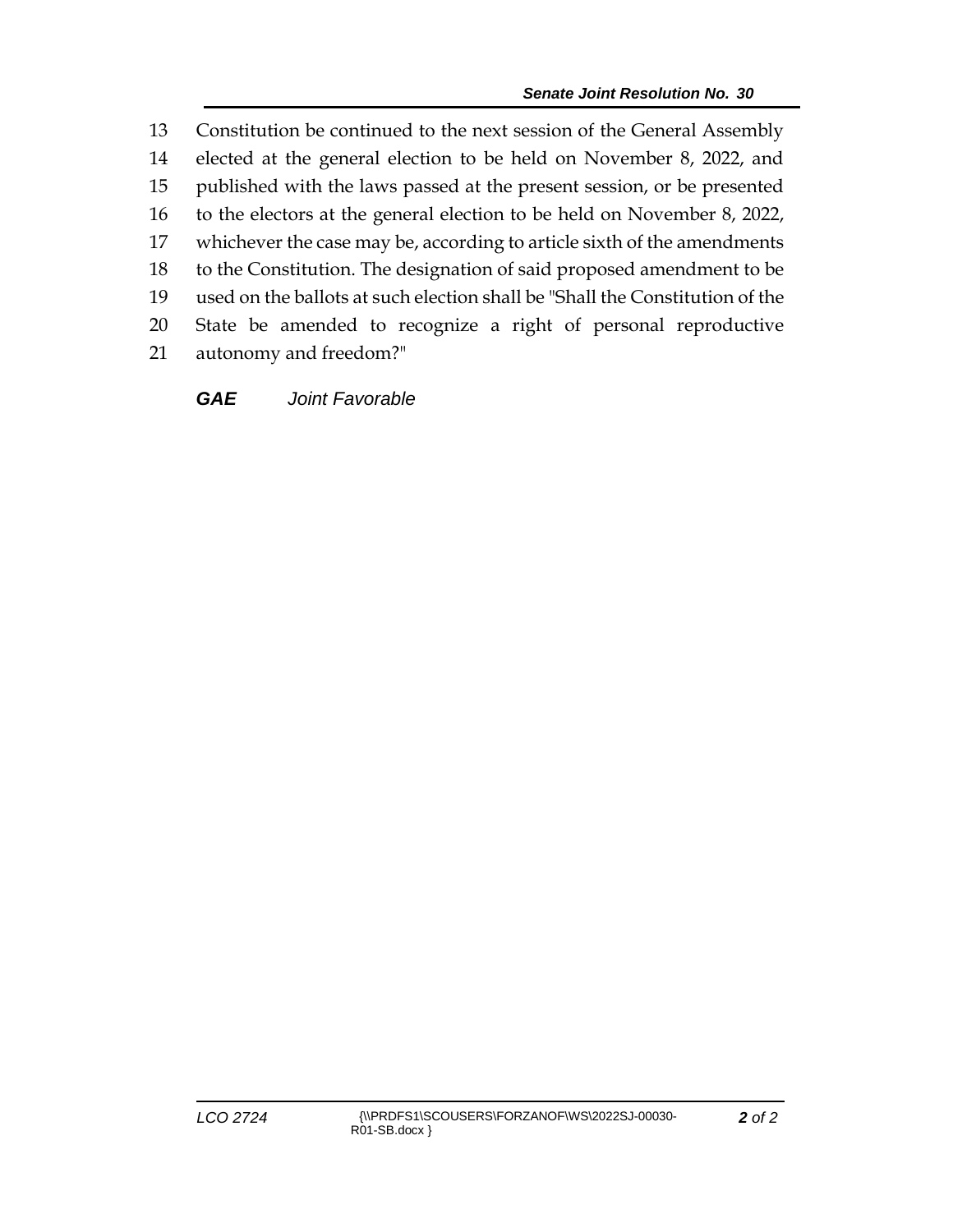13 Constitution be continued to the next session of the General Assembly
14 elected at the general election to be held on November 8, 2022, and
15 published with the laws passed at the present session, or be presented
16 to the electors at the general election to be held on November 8, 2022,
17 whichever the case may be, according to article sixth of the amendments
18 to the Constitution. The designation of said proposed amendment to be
19 used on the ballots at such election shall be "Shall the Constitution of the
20 State be amended to recognize a right of personal reproductive
21 autonomy and freedom?"

***GAE*** *Joint Favorable*